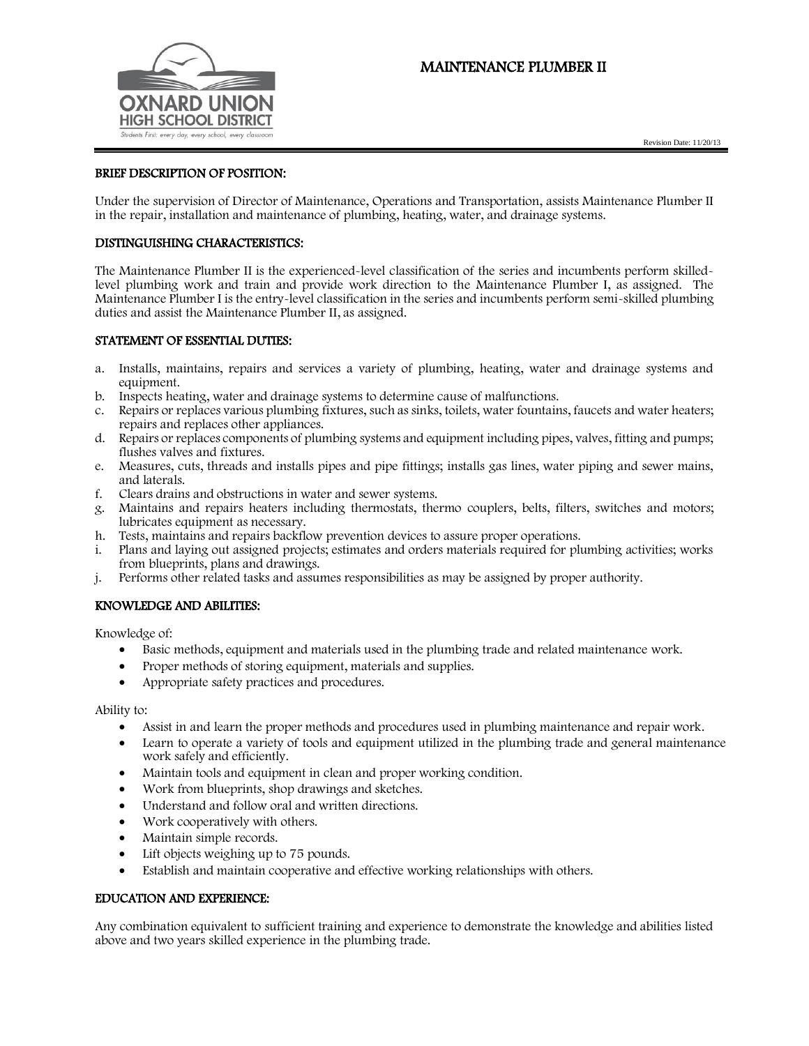# MAINTENANCE PLUMBER II

Revision Date: 11/20/13

## BRIEF DESCRIPTION OF POSITION:

Under the supervision of Director of Maintenance, Operations and Transportation, assists Maintenance Plumber II in the repair, installation and maintenance of plumbing, heating, water, and drainage systems.

## DISTINGUISHING CHARACTERISTICS:

The Maintenance Plumber II is the experienced-level classification of the series and incumbents perform skilled-level plumbing work and train and provide work direction to the Maintenance Plumber I, as assigned. The Maintenance Plumber I is the entry-level classification in the series and incumbents perform semi-skilled plumbing duties and assist the Maintenance Plumber II, as assigned.

## STATEMENT OF ESSENTIAL DUTIES:

a. Installs, maintains, repairs and services a variety of plumbing, heating, water and drainage systems and equipment.
b. Inspects heating, water and drainage systems to determine cause of malfunctions.
c. Repairs or replaces various plumbing fixtures, such as sinks, toilets, water fountains, faucets and water heaters; repairs and replaces other appliances.
d. Repairs or replaces components of plumbing systems and equipment including pipes, valves, fitting and pumps; flushes valves and fixtures.
e. Measures, cuts, threads and installs pipes and pipe fittings; installs gas lines, water piping and sewer mains, and laterals.
f. Clears drains and obstructions in water and sewer systems.
g. Maintains and repairs heaters including thermostats, thermo couplers, belts, filters, switches and motors; lubricates equipment as necessary.
h. Tests, maintains and repairs backflow prevention devices to assure proper operations.
i. Plans and laying out assigned projects; estimates and orders materials required for plumbing activities; works from blueprints, plans and drawings.
j. Performs other related tasks and assumes responsibilities as may be assigned by proper authority.

## KNOWLEDGE AND ABILITIES:

Knowledge of:

- Basic methods, equipment and materials used in the plumbing trade and related maintenance work.
- Proper methods of storing equipment, materials and supplies.
- Appropriate safety practices and procedures.

Ability to:

- Assist in and learn the proper methods and procedures used in plumbing maintenance and repair work.
- Learn to operate a variety of tools and equipment utilized in the plumbing trade and general maintenance work safely and efficiently.
- Maintain tools and equipment in clean and proper working condition.
- Work from blueprints, shop drawings and sketches.
- Understand and follow oral and written directions.
- Work cooperatively with others.
- Maintain simple records.
- Lift objects weighing up to 75 pounds.
- Establish and maintain cooperative and effective working relationships with others.

## EDUCATION AND EXPERIENCE:

Any combination equivalent to sufficient training and experience to demonstrate the knowledge and abilities listed above and two years skilled experience in the plumbing trade.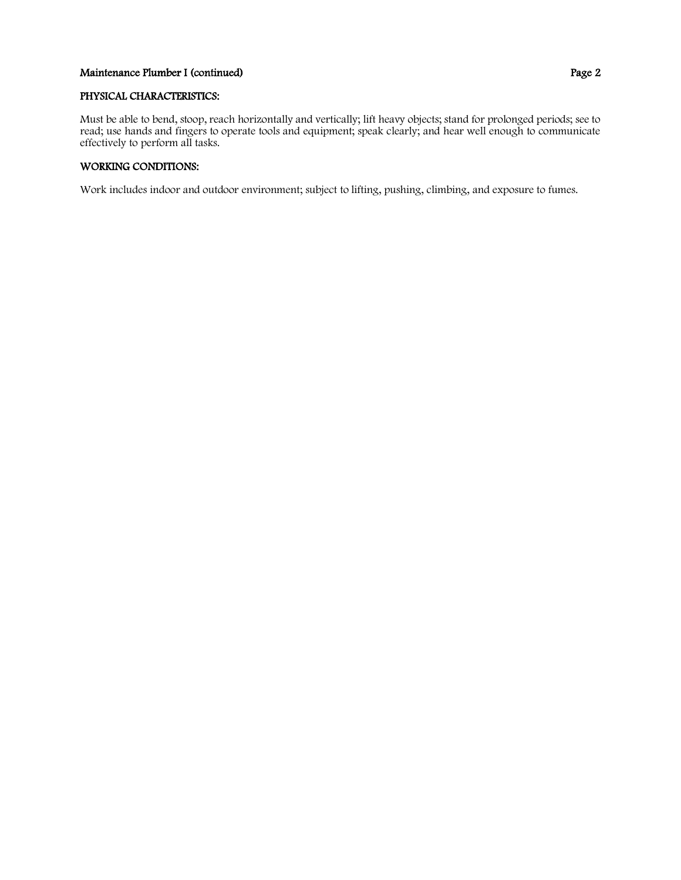## PHYSICAL CHARACTERISTICS:

Must be able to bend, stoop, reach horizontally and vertically; lift heavy objects; stand for prolonged periods; see to read; use hands and fingers to operate tools and equipment; speak clearly; and hear well enough to communicate effectively to perform all tasks.

## WORKING CONDITIONS:

Work includes indoor and outdoor environment; subject to lifting, pushing, climbing, and exposure to fumes.